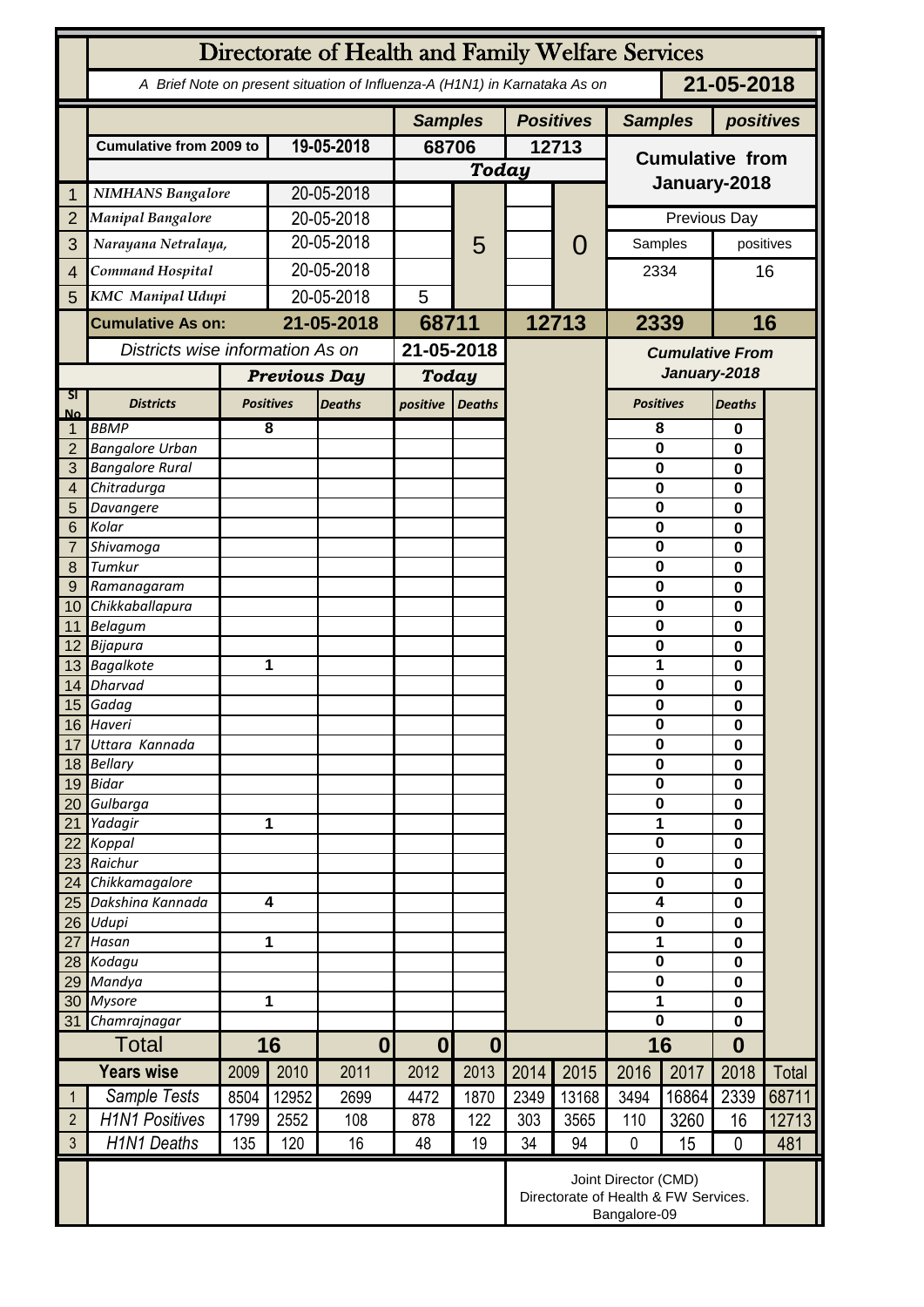# Directorate of Health and Family Welfare Services

A Brief Note on present situation of Influenza-A (H1N1) in Karnataka As on **21-05-2018**

| | | | Samples | | Positives | | Samples | positives |
|---|---|---|---|---|---|---|---|---|
| | Cumulative from 2009 to | 19-05-2018 | 68706 | | 12713 | | Cumulative from January-2018 | |
| | | | Today | | | | | |
| 1 | NIMHANS Bangalore | 20-05-2018 | | 5 | | 0 | | |
| 2 | Manipal Bangalore | 20-05-2018 | | | | | Previous Day | |
| 3 | Narayana Netralaya, | 20-05-2018 | | | | | Samples | positives |
| 4 | Command Hospital | 20-05-2018 | | | | | 2334 | 16 |
| 5 | KMC Manipal Udupi | 20-05-2018 | 5 | | | | | |
| | **Cumulative As on:** | **21-05-2018** | **68711** | | **12713** | | **2339** | **16** |

| Sl No | Districts wise information As on 21-05-2018 | Previous Day Positives | Previous Day Deaths | Today positive | Today Deaths | Cumulative From January-2018 Positives | Cumulative From January-2018 Deaths |
|---|---|---|---|---|---|---|---|
| 1 | BBMP | 8 | | | | 8 | 0 |
| 2 | Bangalore Urban | | | | | 0 | 0 |
| 3 | Bangalore Rural | | | | | 0 | 0 |
| 4 | Chitradurga | | | | | 0 | 0 |
| 5 | Davangere | | | | | 0 | 0 |
| 6 | Kolar | | | | | 0 | 0 |
| 7 | Shivamoga | | | | | 0 | 0 |
| 8 | Tumkur | | | | | 0 | 0 |
| 9 | Ramanagaram | | | | | 0 | 0 |
| 10 | Chikkaballapura | | | | | 0 | 0 |
| 11 | Belagum | | | | | 0 | 0 |
| 12 | Bijapura | | | | | 0 | 0 |
| 13 | Bagalkote | 1 | | | | 1 | 0 |
| 14 | Dharvad | | | | | 0 | 0 |
| 15 | Gadag | | | | | 0 | 0 |
| 16 | Haveri | | | | | 0 | 0 |
| 17 | Uttara Kannada | | | | | 0 | 0 |
| 18 | Bellary | | | | | 0 | 0 |
| 19 | Bidar | | | | | 0 | 0 |
| 20 | Gulbarga | | | | | 0 | 0 |
| 21 | Yadagir | 1 | | | | 1 | 0 |
| 22 | Koppal | | | | | 0 | 0 |
| 23 | Raichur | | | | | 0 | 0 |
| 24 | Chikkamagalore | | | | | 0 | 0 |
| 25 | Dakshina Kannada | 4 | | | | 4 | 0 |
| 26 | Udupi | | | | | 0 | 0 |
| 27 | Hasan | 1 | | | | 1 | 0 |
| 28 | Kodagu | | | | | 0 | 0 |
| 29 | Mandya | | | | | 0 | 0 |
| 30 | Mysore | 1 | | | | 1 | 0 |
| 31 | Chamrajnagar | | | | | 0 | 0 |
| | **Total** | **16** | **0** | **0** | **0** | **16** | **0** |

| | Years wise | 2009 | 2010 | 2011 | 2012 | 2013 | 2014 | 2015 | 2016 | 2017 | 2018 | Total |
|---|---|---|---|---|---|---|---|---|---|---|---|---|
| 1 | Sample Tests | 8504 | 12952 | 2699 | 4472 | 1870 | 2349 | 13168 | 3494 | 16864 | 2339 | 68711 |
| 2 | H1N1 Positives | 1799 | 2552 | 108 | 878 | 122 | 303 | 3565 | 110 | 3260 | 16 | 12713 |
| 3 | H1N1 Deaths | 135 | 120 | 16 | 48 | 19 | 34 | 94 | 0 | 15 | 0 | 481 |

Joint Director (CMD)
Directorate of Health & FW Services.
Bangalore-09